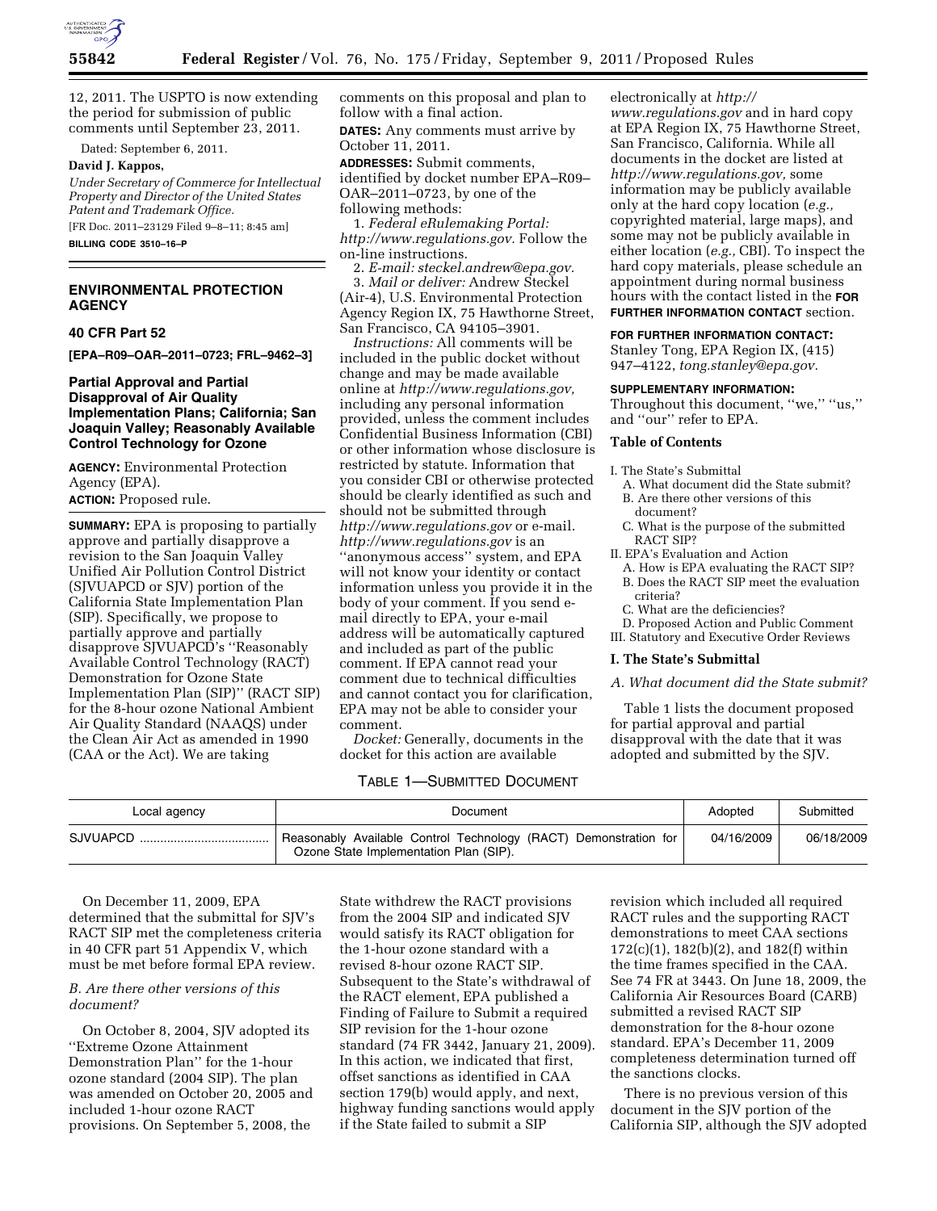12, 2011. The USPTO is now extending the period for submission of public comments until September 23, 2011.

Dated: September 6, 2011.

**David J. Kappos,**

*Under Secretary of Commerce for Intellectual Property and Director of the United States Patent and Trademark Office.*

[FR Doc. 2011–23129 Filed 9–8–11; 8:45 am]

**BILLING CODE 3510–16–P**

## ENVIRONMENTAL PROTECTION AGENCY

### 40 CFR Part 52

**[EPA–R09–OAR–2011–0723; FRL–9462–3]**

### Partial Approval and Partial Disapproval of Air Quality Implementation Plans; California; San Joaquin Valley; Reasonably Available Control Technology for Ozone

**AGENCY:** Environmental Protection Agency (EPA).

**ACTION:** Proposed rule.

**SUMMARY:** EPA is proposing to partially approve and partially disapprove a revision to the San Joaquin Valley Unified Air Pollution Control District (SJVUAPCD or SJV) portion of the California State Implementation Plan (SIP). Specifically, we propose to partially approve and partially disapprove SJVUAPCD's "Reasonably Available Control Technology (RACT) Demonstration for Ozone State Implementation Plan (SIP)" (RACT SIP) for the 8-hour ozone National Ambient Air Quality Standard (NAAQS) under the Clean Air Act as amended in 1990 (CAA or the Act). We are taking comments on this proposal and plan to follow with a final action.

**DATES:** Any comments must arrive by October 11, 2011.

**ADDRESSES:** Submit comments, identified by docket number EPA–R09–OAR–2011–0723, by one of the following methods:

1. *Federal eRulemaking Portal: http://www.regulations.gov.* Follow the on-line instructions.
2. *E-mail: steckel.andrew@epa.gov.*
3. *Mail or deliver:* Andrew Steckel (Air-4), U.S. Environmental Protection Agency Region IX, 75 Hawthorne Street, San Francisco, CA 94105–3901.

*Instructions:* All comments will be included in the public docket without change and may be made available online at *http://www.regulations.gov,* including any personal information provided, unless the comment includes Confidential Business Information (CBI) or other information whose disclosure is restricted by statute. Information that you consider CBI or otherwise protected should be clearly identified as such and should not be submitted through *http://www.regulations.gov* or e-mail. *http://www.regulations.gov* is an "anonymous access" system, and EPA will not know your identity or contact information unless you provide it in the body of your comment. If you send e-mail directly to EPA, your e-mail address will be automatically captured and included as part of the public comment. If EPA cannot read your comment due to technical difficulties and cannot contact you for clarification, EPA may not be able to consider your comment.

*Docket:* Generally, documents in the docket for this action are available electronically at *http://www.regulations.gov* and in hard copy at EPA Region IX, 75 Hawthorne Street, San Francisco, California. While all documents in the docket are listed at *http://www.regulations.gov,* some information may be publicly available only at the hard copy location (*e.g.,* copyrighted material, large maps), and some may not be publicly available in either location (*e.g.,* CBI). To inspect the hard copy materials, please schedule an appointment during normal business hours with the contact listed in the **FOR FURTHER INFORMATION CONTACT** section.

**FOR FURTHER INFORMATION CONTACT:** Stanley Tong, EPA Region IX, (415) 947–4122, *tong.stanley@epa.gov.*

**SUPPLEMENTARY INFORMATION:** Throughout this document, "we," "us," and "our" refer to EPA.

**Table of Contents**

- I. The State's Submittal
  - A. What document did the State submit?
  - B. Are there other versions of this document?
  - C. What is the purpose of the submitted RACT SIP?
- II. EPA's Evaluation and Action
  - A. How is EPA evaluating the RACT SIP?
  - B. Does the RACT SIP meet the evaluation criteria?
  - C. What are the deficiencies?
  - D. Proposed Action and Public Comment
- III. Statutory and Executive Order Reviews

## I. The State's Submittal

### *A. What document did the State submit?*

Table 1 lists the document proposed for partial approval and partial disapproval with the date that it was adopted and submitted by the SJV.

TABLE 1—SUBMITTED DOCUMENT

| Local agency | Document | Adopted | Submitted |
|---|---|---|---|
| SJVUAPCD | Reasonably Available Control Technology (RACT) Demonstration for Ozone State Implementation Plan (SIP). | 04/16/2009 | 06/18/2009 |

On December 11, 2009, EPA determined that the submittal for SJV's RACT SIP met the completeness criteria in 40 CFR part 51 Appendix V, which must be met before formal EPA review.

### *B. Are there other versions of this document?*

On October 8, 2004, SJV adopted its "Extreme Ozone Attainment Demonstration Plan" for the 1-hour ozone standard (2004 SIP). The plan was amended on October 20, 2005 and included 1-hour ozone RACT provisions. On September 5, 2008, the State withdrew the RACT provisions from the 2004 SIP and indicated SJV would satisfy its RACT obligation for the 1-hour ozone standard with a revised 8-hour ozone RACT SIP. Subsequent to the State's withdrawal of the RACT element, EPA published a Finding of Failure to Submit a required SIP revision for the 1-hour ozone standard (74 FR 3442, January 21, 2009). In this action, we indicated that first, offset sanctions as identified in CAA section 179(b) would apply, and next, highway funding sanctions would apply if the State failed to submit a SIP revision which included all required RACT rules and the supporting RACT demonstrations to meet CAA sections 172(c)(1), 182(b)(2), and 182(f) within the time frames specified in the CAA. See 74 FR at 3443. On June 18, 2009, the California Air Resources Board (CARB) submitted a revised RACT SIP demonstration for the 8-hour ozone standard. EPA's December 11, 2009 completeness determination turned off the sanctions clocks.

There is no previous version of this document in the SJV portion of the California SIP, although the SJV adopted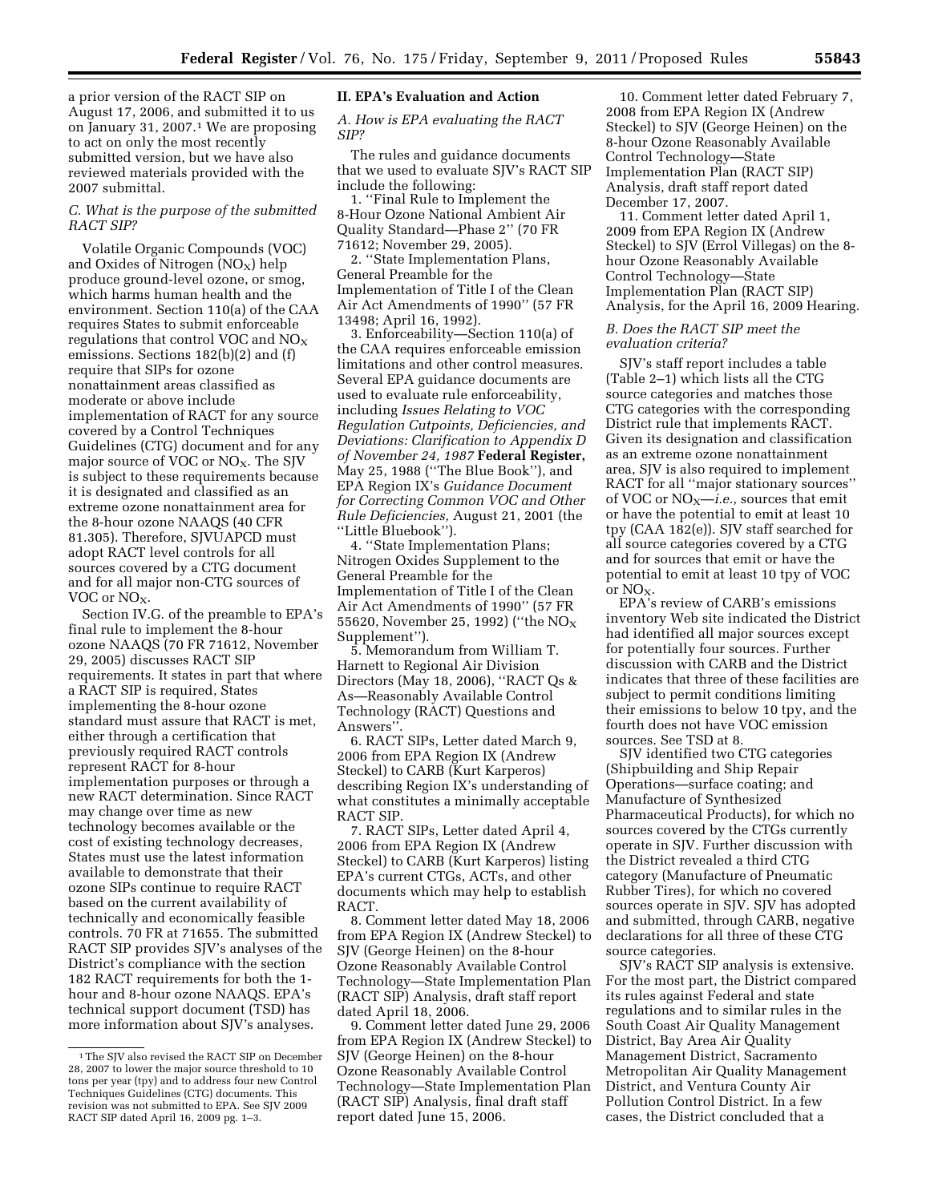a prior version of the RACT SIP on August 17, 2006, and submitted it to us on January 31, 2007.[1] We are proposing to act on only the most recently submitted version, but we have also reviewed materials provided with the 2007 submittal.

### *C. What is the purpose of the submitted RACT SIP?*

Volatile Organic Compounds (VOC) and Oxides of Nitrogen ($NO_X$) help produce ground-level ozone, or smog, which harms human health and the environment. Section 110(a) of the CAA requires States to submit enforceable regulations that control VOC and $NO_X$ emissions. Sections 182(b)(2) and (f) require that SIPs for ozone nonattainment areas classified as moderate or above include implementation of RACT for any source covered by a Control Techniques Guidelines (CTG) document and for any major source of VOC or $NO_X$. The SJV is subject to these requirements because it is designated and classified as an extreme ozone nonattainment area for the 8-hour ozone NAAQS (40 CFR 81.305). Therefore, SJVUAPCD must adopt RACT level controls for all sources covered by a CTG document and for all major non-CTG sources of VOC or $NO_X$.

Section IV.G. of the preamble to EPA's final rule to implement the 8-hour ozone NAAQS (70 FR 71612, November 29, 2005) discusses RACT SIP requirements. It states in part that where a RACT SIP is required, States implementing the 8-hour ozone standard must assure that RACT is met, either through a certification that previously required RACT controls represent RACT for 8-hour implementation purposes or through a new RACT determination. Since RACT may change over time as new technology becomes available or the cost of existing technology decreases, States must use the latest information available to demonstrate that their ozone SIPs continue to require RACT based on the current availability of technically and economically feasible controls. 70 FR at 71655. The submitted RACT SIP provides SJV's analyses of the District's compliance with the section 182 RACT requirements for both the 1-hour and 8-hour ozone NAAQS. EPA's technical support document (TSD) has more information about SJV's analyses.

[1] The SJV also revised the RACT SIP on December 28, 2007 to lower the major source threshold to 10 tons per year (tpy) and to address four new Control Techniques Guidelines (CTG) documents. This revision was not submitted to EPA. See SJV 2009 RACT SIP dated April 16, 2009 pg. 1–3.

## II. EPA's Evaluation and Action

### *A. How is EPA evaluating the RACT SIP?*

The rules and guidance documents that we used to evaluate SJV's RACT SIP include the following:

1. "Final Rule to Implement the 8-Hour Ozone National Ambient Air Quality Standard—Phase 2" (70 FR 71612; November 29, 2005).
2. "State Implementation Plans, General Preamble for the Implementation of Title I of the Clean Air Act Amendments of 1990" (57 FR 13498; April 16, 1992).
3. Enforceability—Section 110(a) of the CAA requires enforceable emission limitations and other control measures. Several EPA guidance documents are used to evaluate rule enforceability, including *Issues Relating to VOC Regulation Cutpoints, Deficiencies, and Deviations: Clarification to Appendix D of November 24, 1987* **Federal Register**, May 25, 1988 ("The Blue Book"), and EPA Region IX's *Guidance Document for Correcting Common VOC and Other Rule Deficiencies,* August 21, 2001 (the "Little Bluebook").
4. "State Implementation Plans; Nitrogen Oxides Supplement to the General Preamble for the Implementation of Title I of the Clean Air Act Amendments of 1990" (57 FR 55620, November 25, 1992) ("the $NO_X$ Supplement").
5. Memorandum from William T. Harnett to Regional Air Division Directors (May 18, 2006), "RACT Qs & As—Reasonably Available Control Technology (RACT) Questions and Answers".
6. RACT SIPs, Letter dated March 9, 2006 from EPA Region IX (Andrew Steckel) to CARB (Kurt Karperos) describing Region IX's understanding of what constitutes a minimally acceptable RACT SIP.
7. RACT SIPs, Letter dated April 4, 2006 from EPA Region IX (Andrew Steckel) to CARB (Kurt Karperos) listing EPA's current CTGs, ACTs, and other documents which may help to establish RACT.
8. Comment letter dated May 18, 2006 from EPA Region IX (Andrew Steckel) to SJV (George Heinen) on the 8-hour Ozone Reasonably Available Control Technology—State Implementation Plan (RACT SIP) Analysis, draft staff report dated April 18, 2006.
9. Comment letter dated June 29, 2006 from EPA Region IX (Andrew Steckel) to SJV (George Heinen) on the 8-hour Ozone Reasonably Available Control Technology—State Implementation Plan (RACT SIP) Analysis, final draft staff report dated June 15, 2006.
10. Comment letter dated February 7, 2008 from EPA Region IX (Andrew Steckel) to SJV (George Heinen) on the 8-hour Ozone Reasonably Available Control Technology—State Implementation Plan (RACT SIP) Analysis, draft staff report dated December 17, 2007.
11. Comment letter dated April 1, 2009 from EPA Region IX (Andrew Steckel) to SJV (Errol Villegas) on the 8-hour Ozone Reasonably Available Control Technology—State Implementation Plan (RACT SIP) Analysis, for the April 16, 2009 Hearing.

### *B. Does the RACT SIP meet the evaluation criteria?*

SJV's staff report includes a table (Table 2–1) which lists all the CTG source categories and matches those CTG categories with the corresponding District rule that implements RACT. Given its designation and classification as an extreme ozone nonattainment area, SJV is also required to implement RACT for all "major stationary sources" of VOC or $NO_X$—*i.e.,* sources that emit or have the potential to emit at least 10 tpy (CAA 182(e)). SJV staff searched for all source categories covered by a CTG and for sources that emit or have the potential to emit at least 10 tpy of VOC or $NO_X$.

EPA's review of CARB's emissions inventory Web site indicated the District had identified all major sources except for potentially four sources. Further discussion with CARB and the District indicates that three of these facilities are subject to permit conditions limiting their emissions to below 10 tpy, and the fourth does not have VOC emission sources. See TSD at 8.

SJV identified two CTG categories (Shipbuilding and Ship Repair Operations—surface coating; and Manufacture of Synthesized Pharmaceutical Products), for which no sources covered by the CTGs currently operate in SJV. Further discussion with the District revealed a third CTG category (Manufacture of Pneumatic Rubber Tires), for which no covered sources operate in SJV. SJV has adopted and submitted, through CARB, negative declarations for all three of these CTG source categories.

SJV's RACT SIP analysis is extensive. For the most part, the District compared its rules against Federal and state regulations and to similar rules in the South Coast Air Quality Management District, Bay Area Air Quality Management District, Sacramento Metropolitan Air Quality Management District, and Ventura County Air Pollution Control District. In a few cases, the District concluded that a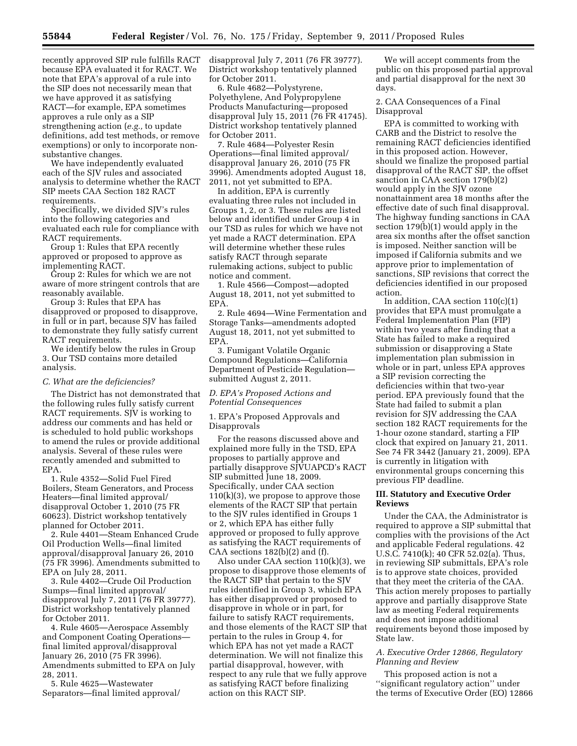recently approved SIP rule fulfills RACT because EPA evaluated it for RACT. We note that EPA's approval of a rule into the SIP does not necessarily mean that we have approved it as satisfying RACT—for example, EPA sometimes approves a rule only as a SIP strengthening action (*e.g.,* to update definitions, add test methods, or remove exemptions) or only to incorporate non-substantive changes.

We have independently evaluated each of the SJV rules and associated analysis to determine whether the RACT SIP meets CAA Section 182 RACT requirements.

Specifically, we divided SJV's rules into the following categories and evaluated each rule for compliance with RACT requirements.

Group 1: Rules that EPA recently approved or proposed to approve as implementing RACT.

Group 2: Rules for which we are not aware of more stringent controls that are reasonably available.

Group 3: Rules that EPA has disapproved or proposed to disapprove, in full or in part, because SJV has failed to demonstrate they fully satisfy current RACT requirements.

We identify below the rules in Group 3. Our TSD contains more detailed analysis.

### *C. What are the deficiencies?*

The District has not demonstrated that the following rules fully satisfy current RACT requirements. SJV is working to address our comments and has held or is scheduled to hold public workshops to amend the rules or provide additional analysis. Several of these rules were recently amended and submitted to EPA.

1. Rule 4352—Solid Fuel Fired Boilers, Steam Generators, and Process Heaters—final limited approval/disapproval October 1, 2010 (75 FR 60623). District workshop tentatively planned for October 2011.

2. Rule 4401—Steam Enhanced Crude Oil Production Wells—final limited approval/disapproval January 26, 2010 (75 FR 3996). Amendments submitted to EPA on July 28, 2011.

3. Rule 4402—Crude Oil Production Sumps—final limited approval/disapproval July 7, 2011 (76 FR 39777). District workshop tentatively planned for October 2011.

4. Rule 4605—Aerospace Assembly and Component Coating Operations—final limited approval/disapproval January 26, 2010 (75 FR 3996). Amendments submitted to EPA on July 28, 2011.

5. Rule 4625—Wastewater Separators—final limited approval/disapproval July 7, 2011 (76 FR 39777). District workshop tentatively planned for October 2011.

6. Rule 4682—Polystyrene, Polyethylene, And Polypropylene Products Manufacturing—proposed disapproval July 15, 2011 (76 FR 41745). District workshop tentatively planned for October 2011.

7. Rule 4684—Polyester Resin Operations—final limited approval/disapproval January 26, 2010 (75 FR 3996). Amendments adopted August 18, 2011, not yet submitted to EPA.

In addition, EPA is currently evaluating three rules not included in Groups 1, 2, or 3. These rules are listed below and identified under Group 4 in our TSD as rules for which we have not yet made a RACT determination. EPA will determine whether these rules satisfy RACT through separate rulemaking actions, subject to public notice and comment.

1. Rule 4566—Compost—adopted August 18, 2011, not yet submitted to EPA.

2. Rule 4694—Wine Fermentation and Storage Tanks—amendments adopted August 18, 2011, not yet submitted to EPA.

3. Fumigant Volatile Organic Compound Regulations—California Department of Pesticide Regulation—submitted August 2, 2011.

### *D. EPA's Proposed Actions and Potential Consequences*

1. EPA's Proposed Approvals and Disapprovals

For the reasons discussed above and explained more fully in the TSD, EPA proposes to partially approve and partially disapprove SJVUAPCD's RACT SIP submitted June 18, 2009. Specifically, under CAA section 110(k)(3), we propose to approve those elements of the RACT SIP that pertain to the SJV rules identified in Groups 1 or 2, which EPA has either fully approved or proposed to fully approve as satisfying the RACT requirements of CAA sections 182(b)(2) and (f).

Also under CAA section 110(k)(3), we propose to disapprove those elements of the RACT SIP that pertain to the SJV rules identified in Group 3, which EPA has either disapproved or proposed to disapprove in whole or in part, for failure to satisfy RACT requirements, and those elements of the RACT SIP that pertain to the rules in Group 4, for which EPA has not yet made a RACT determination. We will not finalize this partial disapproval, however, with respect to any rule that we fully approve as satisfying RACT before finalizing action on this RACT SIP.

We will accept comments from the public on this proposed partial approval and partial disapproval for the next 30 days.

2. CAA Consequences of a Final Disapproval

EPA is committed to working with CARB and the District to resolve the remaining RACT deficiencies identified in this proposed action. However, should we finalize the proposed partial disapproval of the RACT SIP, the offset sanction in CAA section 179(b)(2) would apply in the SJV ozone nonattainment area 18 months after the effective date of such final disapproval. The highway funding sanctions in CAA section 179(b)(1) would apply in the area six months after the offset sanction is imposed. Neither sanction will be imposed if California submits and we approve prior to implementation of sanctions, SIP revisions that correct the deficiencies identified in our proposed action.

In addition, CAA section 110(c)(1) provides that EPA must promulgate a Federal Implementation Plan (FIP) within two years after finding that a State has failed to make a required submission or disapproving a State implementation plan submission in whole or in part, unless EPA approves a SIP revision correcting the deficiencies within that two-year period. EPA previously found that the State had failed to submit a plan revision for SJV addressing the CAA section 182 RACT requirements for the 1-hour ozone standard, starting a FIP clock that expired on January 21, 2011. See 74 FR 3442 (January 21, 2009). EPA is currently in litigation with environmental groups concerning this previous FIP deadline.

## III. Statutory and Executive Order Reviews

Under the CAA, the Administrator is required to approve a SIP submittal that complies with the provisions of the Act and applicable Federal regulations. 42 U.S.C. 7410(k); 40 CFR 52.02(a). Thus, in reviewing SIP submittals, EPA's role is to approve state choices, provided that they meet the criteria of the CAA. This action merely proposes to partially approve and partially disapprove State law as meeting Federal requirements and does not impose additional requirements beyond those imposed by State law.

### *A. Executive Order 12866, Regulatory Planning and Review*

This proposed action is not a "significant regulatory action" under the terms of Executive Order (EO) 12866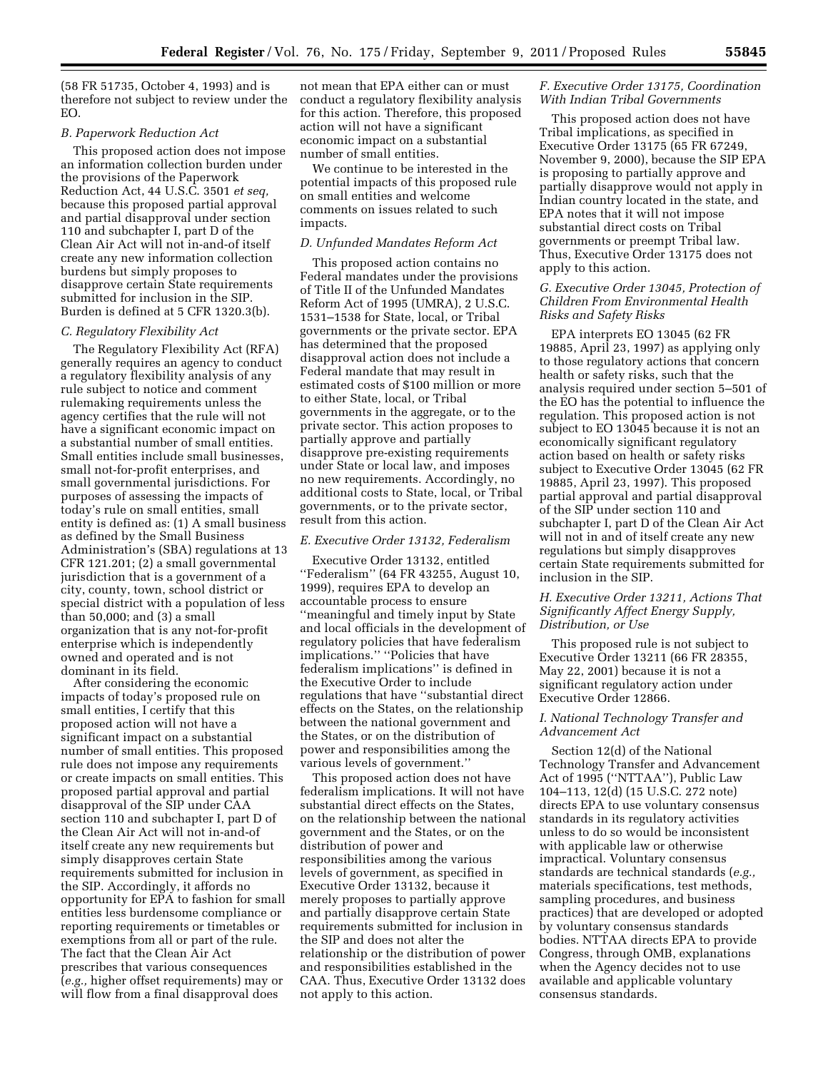(58 FR 51735, October 4, 1993) and is therefore not subject to review under the EO.

### B. Paperwork Reduction Act

This proposed action does not impose an information collection burden under the provisions of the Paperwork Reduction Act, 44 U.S.C. 3501 *et seq,* because this proposed partial approval and partial disapproval under section 110 and subchapter I, part D of the Clean Air Act will not in-and-of itself create any new information collection burdens but simply proposes to disapprove certain State requirements submitted for inclusion in the SIP. Burden is defined at 5 CFR 1320.3(b).

### C. Regulatory Flexibility Act

The Regulatory Flexibility Act (RFA) generally requires an agency to conduct a regulatory flexibility analysis of any rule subject to notice and comment rulemaking requirements unless the agency certifies that the rule will not have a significant economic impact on a substantial number of small entities. Small entities include small businesses, small not-for-profit enterprises, and small governmental jurisdictions. For purposes of assessing the impacts of today's rule on small entities, small entity is defined as: (1) A small business as defined by the Small Business Administration's (SBA) regulations at 13 CFR 121.201; (2) a small governmental jurisdiction that is a government of a city, county, town, school district or special district with a population of less than 50,000; and (3) a small organization that is any not-for-profit enterprise which is independently owned and operated and is not dominant in its field.

After considering the economic impacts of today's proposed rule on small entities, I certify that this proposed action will not have a significant impact on a substantial number of small entities. This proposed rule does not impose any requirements or create impacts on small entities. This proposed partial approval and partial disapproval of the SIP under CAA section 110 and subchapter I, part D of the Clean Air Act will not in-and-of itself create any new requirements but simply disapproves certain State requirements submitted for inclusion in the SIP. Accordingly, it affords no opportunity for EPA to fashion for small entities less burdensome compliance or reporting requirements or timetables or exemptions from all or part of the rule. The fact that the Clean Air Act prescribes that various consequences (*e.g.,* higher offset requirements) may or will flow from a final disapproval does not mean that EPA either can or must conduct a regulatory flexibility analysis for this action. Therefore, this proposed action will not have a significant economic impact on a substantial number of small entities.

We continue to be interested in the potential impacts of this proposed rule on small entities and welcome comments on issues related to such impacts.

### D. Unfunded Mandates Reform Act

This proposed action contains no Federal mandates under the provisions of Title II of the Unfunded Mandates Reform Act of 1995 (UMRA), 2 U.S.C. 1531–1538 for State, local, or Tribal governments or the private sector. EPA has determined that the proposed disapproval action does not include a Federal mandate that may result in estimated costs of $100 million or more to either State, local, or Tribal governments in the aggregate, or to the private sector. This action proposes to partially approve and partially disapprove pre-existing requirements under State or local law, and imposes no new requirements. Accordingly, no additional costs to State, local, or Tribal governments, or to the private sector, result from this action.

### E. Executive Order 13132, Federalism

Executive Order 13132, entitled ''Federalism'' (64 FR 43255, August 10, 1999), requires EPA to develop an accountable process to ensure ''meaningful and timely input by State and local officials in the development of regulatory policies that have federalism implications.'' ''Policies that have federalism implications'' is defined in the Executive Order to include regulations that have ''substantial direct effects on the States, on the relationship between the national government and the States, or on the distribution of power and responsibilities among the various levels of government.''

This proposed action does not have federalism implications. It will not have substantial direct effects on the States, on the relationship between the national government and the States, or on the distribution of power and responsibilities among the various levels of government, as specified in Executive Order 13132, because it merely proposes to partially approve and partially disapprove certain State requirements submitted for inclusion in the SIP and does not alter the relationship or the distribution of power and responsibilities established in the CAA. Thus, Executive Order 13132 does not apply to this action.

### F. Executive Order 13175, Coordination With Indian Tribal Governments

This proposed action does not have Tribal implications, as specified in Executive Order 13175 (65 FR 67249, November 9, 2000), because the SIP EPA is proposing to partially approve and partially disapprove would not apply in Indian country located in the state, and EPA notes that it will not impose substantial direct costs on Tribal governments or preempt Tribal law. Thus, Executive Order 13175 does not apply to this action.

### G. Executive Order 13045, Protection of Children From Environmental Health Risks and Safety Risks

EPA interprets EO 13045 (62 FR 19885, April 23, 1997) as applying only to those regulatory actions that concern health or safety risks, such that the analysis required under section 5–501 of the EO has the potential to influence the regulation. This proposed action is not subject to EO 13045 because it is not an economically significant regulatory action based on health or safety risks subject to Executive Order 13045 (62 FR 19885, April 23, 1997). This proposed partial approval and partial disapproval of the SIP under section 110 and subchapter I, part D of the Clean Air Act will not in and of itself create any new regulations but simply disapproves certain State requirements submitted for inclusion in the SIP.

### H. Executive Order 13211, Actions That Significantly Affect Energy Supply, Distribution, or Use

This proposed rule is not subject to Executive Order 13211 (66 FR 28355, May 22, 2001) because it is not a significant regulatory action under Executive Order 12866.

### I. National Technology Transfer and Advancement Act

Section 12(d) of the National Technology Transfer and Advancement Act of 1995 (''NTTAA''), Public Law 104–113, 12(d) (15 U.S.C. 272 note) directs EPA to use voluntary consensus standards in its regulatory activities unless to do so would be inconsistent with applicable law or otherwise impractical. Voluntary consensus standards are technical standards (*e.g.,* materials specifications, test methods, sampling procedures, and business practices) that are developed or adopted by voluntary consensus standards bodies. NTTAA directs EPA to provide Congress, through OMB, explanations when the Agency decides not to use available and applicable voluntary consensus standards.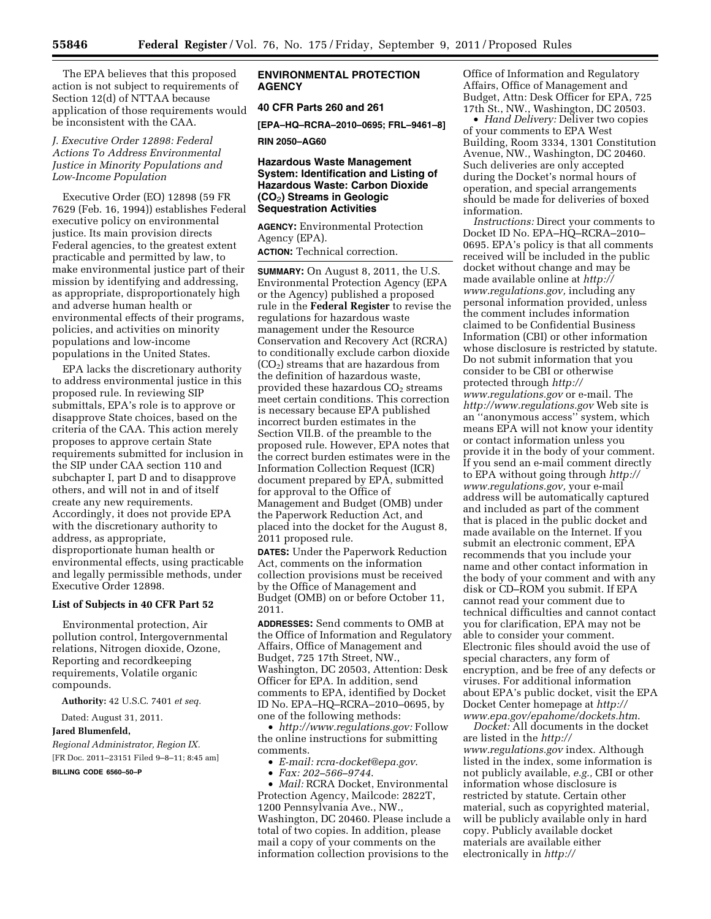The EPA believes that this proposed action is not subject to requirements of Section 12(d) of NTTAA because application of those requirements would be inconsistent with the CAA.

### *J. Executive Order 12898: Federal Actions To Address Environmental Justice in Minority Populations and Low-Income Population*

Executive Order (EO) 12898 (59 FR 7629 (Feb. 16, 1994)) establishes Federal executive policy on environmental justice. Its main provision directs Federal agencies, to the greatest extent practicable and permitted by law, to make environmental justice part of their mission by identifying and addressing, as appropriate, disproportionately high and adverse human health or environmental effects of their programs, policies, and activities on minority populations and low-income populations in the United States.

EPA lacks the discretionary authority to address environmental justice in this proposed rule. In reviewing SIP submittals, EPA's role is to approve or disapprove State choices, based on the criteria of the CAA. This action merely proposes to approve certain State requirements submitted for inclusion in the SIP under CAA section 110 and subchapter I, part D and to disapprove others, and will not in and of itself create any new requirements. Accordingly, it does not provide EPA with the discretionary authority to address, as appropriate, disproportionate human health or environmental effects, using practicable and legally permissible methods, under Executive Order 12898.

**List of Subjects in 40 CFR Part 52**

Environmental protection, Air pollution control, Intergovernmental relations, Nitrogen dioxide, Ozone, Reporting and recordkeeping requirements, Volatile organic compounds.

**Authority:** 42 U.S.C. 7401 *et seq.*

Dated: August 31, 2011.

**Jared Blumenfeld,**

*Regional Administrator, Region IX.*

[FR Doc. 2011–23151 Filed 9–8–11; 8:45 am]

**BILLING CODE 6560–50–P**

## ENVIRONMENTAL PROTECTION AGENCY

### 40 CFR Parts 260 and 261

**[EPA–HQ–RCRA–2010–0695; FRL–9461–8]**

**RIN 2050–AG60**

### Hazardous Waste Management System: Identification and Listing of Hazardous Waste: Carbon Dioxide ($CO_2$) Streams in Geologic Sequestration Activities

**AGENCY:** Environmental Protection Agency (EPA).

**ACTION:** Technical correction.

**SUMMARY:** On August 8, 2011, the U.S. Environmental Protection Agency (EPA or the Agency) published a proposed rule in the **Federal Register** to revise the regulations for hazardous waste management under the Resource Conservation and Recovery Act (RCRA) to conditionally exclude carbon dioxide ($CO_2$) streams that are hazardous from the definition of hazardous waste, provided these hazardous $CO_2$ streams meet certain conditions. This correction is necessary because EPA published incorrect burden estimates in the Section VII.B. of the preamble to the proposed rule. However, EPA notes that the correct burden estimates were in the Information Collection Request (ICR) document prepared by EPA, submitted for approval to the Office of Management and Budget (OMB) under the Paperwork Reduction Act, and placed into the docket for the August 8, 2011 proposed rule.

**DATES:** Under the Paperwork Reduction Act, comments on the information collection provisions must be received by the Office of Management and Budget (OMB) on or before October 11, 2011.

**ADDRESSES:** Send comments to OMB at the Office of Information and Regulatory Affairs, Office of Management and Budget, 725 17th Street, NW., Washington, DC 20503, Attention: Desk Officer for EPA. In addition, send comments to EPA, identified by Docket ID No. EPA–HQ–RCRA–2010–0695, by one of the following methods:

- *http://www.regulations.gov:* Follow the online instructions for submitting comments.
- *E-mail: rcra-docket@epa.gov.*
- *Fax: 202–566–9744.*
- *Mail:* RCRA Docket, Environmental Protection Agency, Mailcode: 2822T, 1200 Pennsylvania Ave., NW., Washington, DC 20460. Please include a total of two copies. In addition, please mail a copy of your comments on the information collection provisions to the Office of Information and Regulatory Affairs, Office of Management and Budget, Attn: Desk Officer for EPA, 725 17th St., NW., Washington, DC 20503.
- *Hand Delivery:* Deliver two copies of your comments to EPA West Building, Room 3334, 1301 Constitution Avenue, NW., Washington, DC 20460. Such deliveries are only accepted during the Docket's normal hours of operation, and special arrangements should be made for deliveries of boxed information.

*Instructions:* Direct your comments to Docket ID No. EPA–HQ–RCRA–2010–0695. EPA's policy is that all comments received will be included in the public docket without change and may be made available online at *http://www.regulations.gov,* including any personal information provided, unless the comment includes information claimed to be Confidential Business Information (CBI) or other information whose disclosure is restricted by statute. Do not submit information that you consider to be CBI or otherwise protected through *http://www.regulations.gov* or e-mail. The *http://www.regulations.gov* Web site is an "anonymous access" system, which means EPA will not know your identity or contact information unless you provide it in the body of your comment. If you send an e-mail comment directly to EPA without going through *http://www.regulations.gov,* your e-mail address will be automatically captured and included as part of the comment that is placed in the public docket and made available on the Internet. If you submit an electronic comment, EPA recommends that you include your name and other contact information in the body of your comment and with any disk or CD–ROM you submit. If EPA cannot read your comment due to technical difficulties and cannot contact you for clarification, EPA may not be able to consider your comment. Electronic files should avoid the use of special characters, any form of encryption, and be free of any defects or viruses. For additional information about EPA's public docket, visit the EPA Docket Center homepage at *http://www.epa.gov/epahome/dockets.htm.*

*Docket:* All documents in the docket are listed in the *http://www.regulations.gov* index. Although listed in the index, some information is not publicly available, *e.g.,* CBI or other information whose disclosure is restricted by statute. Certain other material, such as copyrighted material, will be publicly available only in hard copy. Publicly available docket materials are available either electronically in *http://*